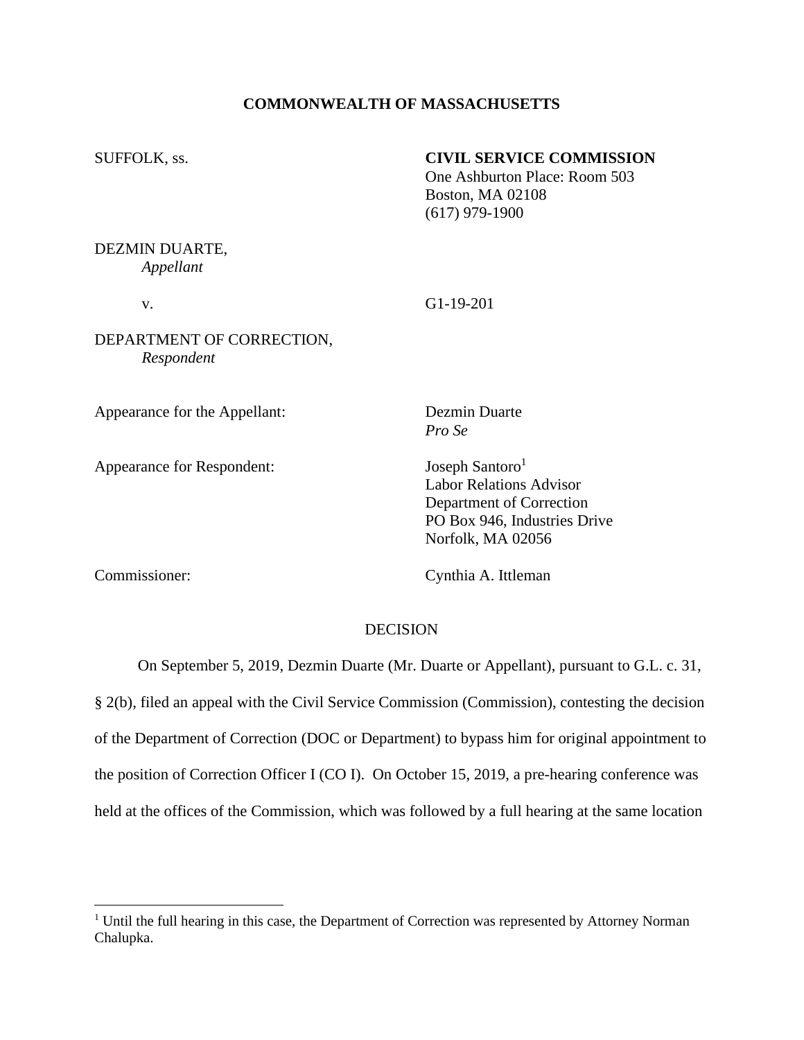**COMMONWEALTH OF MASSACHUSETTS**

SUFFOLK, ss.

**CIVIL SERVICE COMMISSION**
One Ashburton Place: Room 503
Boston, MA 02108
(617) 979-1900

DEZMIN DUARTE,
*Appellant*

v.

G1-19-201

DEPARTMENT OF CORRECTION,
*Respondent*

Appearance for the Appellant: Dezmin Duarte
*Pro Se*

Appearance for Respondent: Joseph Santoro[1]
Labor Relations Advisor
Department of Correction
PO Box 946, Industries Drive
Norfolk, MA 02056

Commissioner: Cynthia A. Ittleman

DECISION

On September 5, 2019, Dezmin Duarte (Mr. Duarte or Appellant), pursuant to G.L. c. 31, § 2(b), filed an appeal with the Civil Service Commission (Commission), contesting the decision of the Department of Correction (DOC or Department) to bypass him for original appointment to the position of Correction Officer I (CO I). On October 15, 2019, a pre-hearing conference was held at the offices of the Commission, which was followed by a full hearing at the same location

[1] Until the full hearing in this case, the Department of Correction was represented by Attorney Norman Chalupka.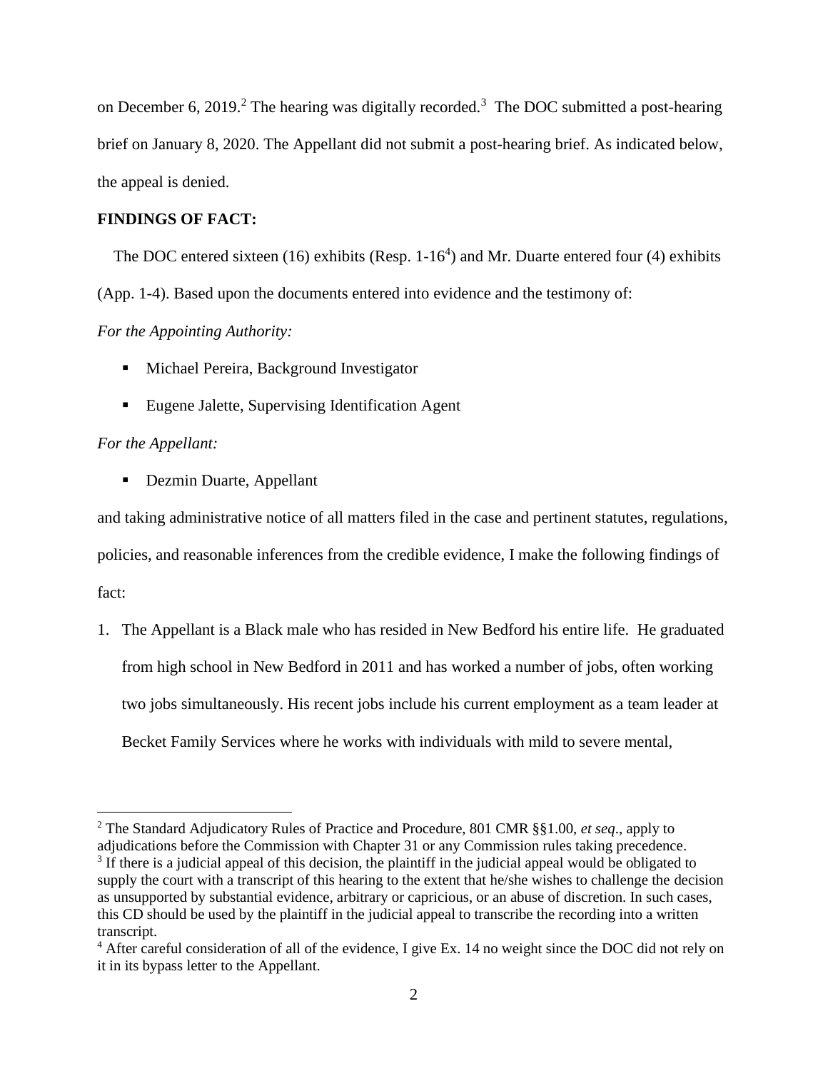on December 6, 2019.[2] The hearing was digitally recorded.[3] The DOC submitted a post-hearing brief on January 8, 2020. The Appellant did not submit a post-hearing brief. As indicated below, the appeal is denied.

**FINDINGS OF FACT:**

The DOC entered sixteen (16) exhibits (Resp. 1-16[4]) and Mr. Duarte entered four (4) exhibits (App. 1-4). Based upon the documents entered into evidence and the testimony of:

*For the Appointing Authority:*

- Michael Pereira, Background Investigator
- Eugene Jalette, Supervising Identification Agent

*For the Appellant:*

- Dezmin Duarte, Appellant

and taking administrative notice of all matters filed in the case and pertinent statutes, regulations, policies, and reasonable inferences from the credible evidence, I make the following findings of fact:

1. The Appellant is a Black male who has resided in New Bedford his entire life. He graduated from high school in New Bedford in 2011 and has worked a number of jobs, often working two jobs simultaneously. His recent jobs include his current employment as a team leader at Becket Family Services where he works with individuals with mild to severe mental,

---

[2] The Standard Adjudicatory Rules of Practice and Procedure, 801 CMR §§1.00, *et seq*., apply to adjudications before the Commission with Chapter 31 or any Commission rules taking precedence.

[3] If there is a judicial appeal of this decision, the plaintiff in the judicial appeal would be obligated to supply the court with a transcript of this hearing to the extent that he/she wishes to challenge the decision as unsupported by substantial evidence, arbitrary or capricious, or an abuse of discretion. In such cases, this CD should be used by the plaintiff in the judicial appeal to transcribe the recording into a written transcript.

[4] After careful consideration of all of the evidence, I give Ex. 14 no weight since the DOC did not rely on it in its bypass letter to the Appellant.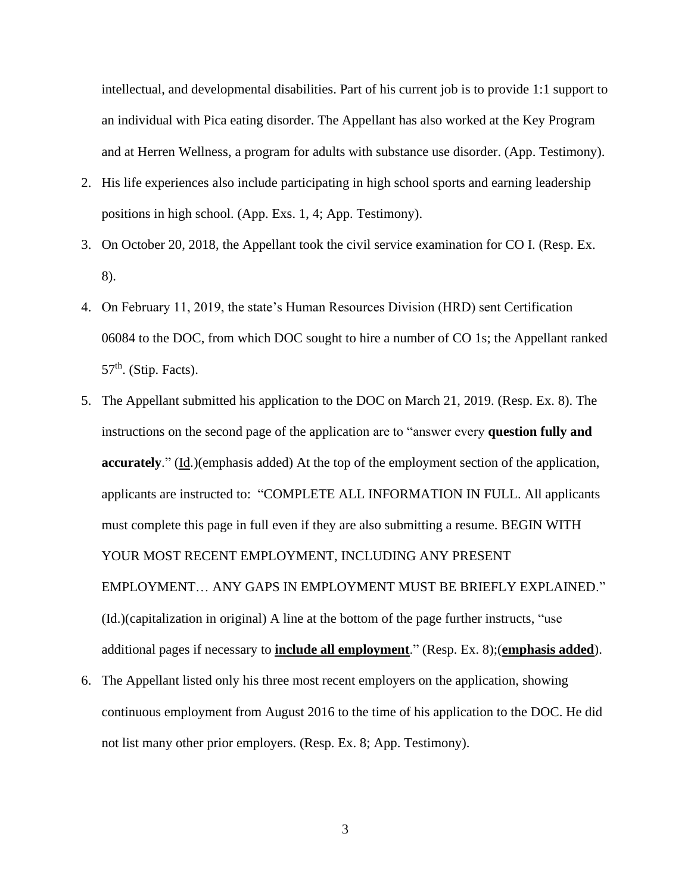intellectual, and developmental disabilities. Part of his current job is to provide 1:1 support to an individual with Pica eating disorder. The Appellant has also worked at the Key Program and at Herren Wellness, a program for adults with substance use disorder. (App. Testimony).

2. His life experiences also include participating in high school sports and earning leadership positions in high school. (App. Exs. 1, 4; App. Testimony).
3. On October 20, 2018, the Appellant took the civil service examination for CO I. (Resp. Ex. 8).
4. On February 11, 2019, the state's Human Resources Division (HRD) sent Certification 06084 to the DOC, from which DOC sought to hire a number of CO 1s; the Appellant ranked 57th. (Stip. Facts).
5. The Appellant submitted his application to the DOC on March 21, 2019. (Resp. Ex. 8). The instructions on the second page of the application are to "answer every **question fully and accurately**." (Id.)(emphasis added) At the top of the employment section of the application, applicants are instructed to: "COMPLETE ALL INFORMATION IN FULL. All applicants must complete this page in full even if they are also submitting a resume. BEGIN WITH YOUR MOST RECENT EMPLOYMENT, INCLUDING ANY PRESENT EMPLOYMENT… ANY GAPS IN EMPLOYMENT MUST BE BRIEFLY EXPLAINED." (Id.)(capitalization in original) A line at the bottom of the page further instructs, "use additional pages if necessary to **include all employment**." (Resp. Ex. 8);(**emphasis added**).
6. The Appellant listed only his three most recent employers on the application, showing continuous employment from August 2016 to the time of his application to the DOC. He did not list many other prior employers. (Resp. Ex. 8; App. Testimony).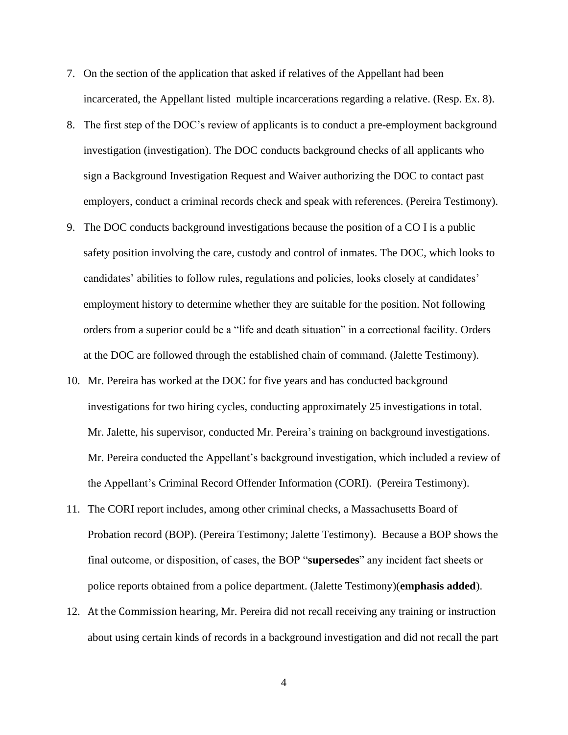7. On the section of the application that asked if relatives of the Appellant had been incarcerated, the Appellant listed multiple incarcerations regarding a relative. (Resp. Ex. 8).
8. The first step of the DOC's review of applicants is to conduct a pre-employment background investigation (investigation). The DOC conducts background checks of all applicants who sign a Background Investigation Request and Waiver authorizing the DOC to contact past employers, conduct a criminal records check and speak with references. (Pereira Testimony).
9. The DOC conducts background investigations because the position of a CO I is a public safety position involving the care, custody and control of inmates. The DOC, which looks to candidates' abilities to follow rules, regulations and policies, looks closely at candidates' employment history to determine whether they are suitable for the position. Not following orders from a superior could be a "life and death situation" in a correctional facility. Orders at the DOC are followed through the established chain of command. (Jalette Testimony).
10. Mr. Pereira has worked at the DOC for five years and has conducted background investigations for two hiring cycles, conducting approximately 25 investigations in total. Mr. Jalette, his supervisor, conducted Mr. Pereira's training on background investigations. Mr. Pereira conducted the Appellant's background investigation, which included a review of the Appellant's Criminal Record Offender Information (CORI). (Pereira Testimony).
11. The CORI report includes, among other criminal checks, a Massachusetts Board of Probation record (BOP). (Pereira Testimony; Jalette Testimony). Because a BOP shows the final outcome, or disposition, of cases, the BOP "**supersedes**" any incident fact sheets or police reports obtained from a police department. (Jalette Testimony)(**emphasis added**).
12. At the Commission hearing, Mr. Pereira did not recall receiving any training or instruction about using certain kinds of records in a background investigation and did not recall the part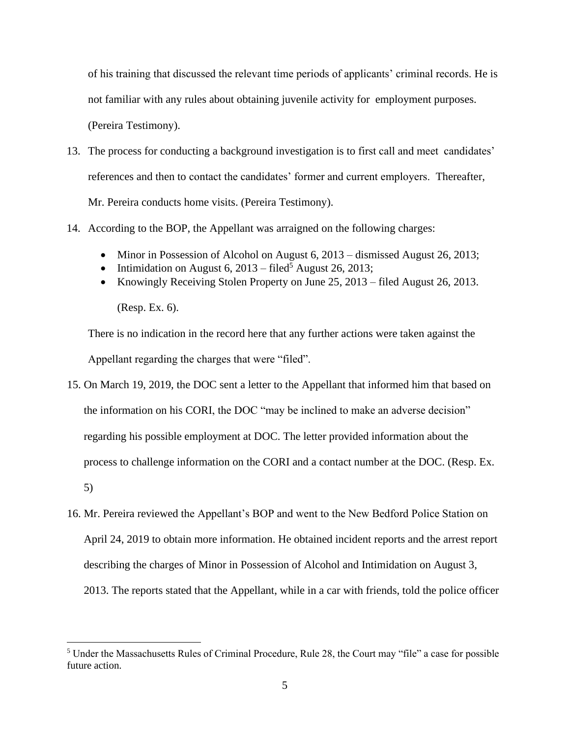of his training that discussed the relevant time periods of applicants' criminal records. He is not familiar with any rules about obtaining juvenile activity for employment purposes. (Pereira Testimony).

13. The process for conducting a background investigation is to first call and meet candidates' references and then to contact the candidates' former and current employers. Thereafter, Mr. Pereira conducts home visits. (Pereira Testimony).

14. According to the BOP, the Appellant was arraigned on the following charges:

    - Minor in Possession of Alcohol on August 6, 2013 – dismissed August 26, 2013;
    - Intimidation on August 6, 2013 – filed[5] August 26, 2013;
    - Knowingly Receiving Stolen Property on June 25, 2013 – filed August 26, 2013.

    (Resp. Ex. 6).

    There is no indication in the record here that any further actions were taken against the Appellant regarding the charges that were "filed".

15. On March 19, 2019, the DOC sent a letter to the Appellant that informed him that based on the information on his CORI, the DOC "may be inclined to make an adverse decision" regarding his possible employment at DOC. The letter provided information about the process to challenge information on the CORI and a contact number at the DOC. (Resp. Ex. 5)

16. Mr. Pereira reviewed the Appellant's BOP and went to the New Bedford Police Station on April 24, 2019 to obtain more information. He obtained incident reports and the arrest report describing the charges of Minor in Possession of Alcohol and Intimidation on August 3, 2013. The reports stated that the Appellant, while in a car with friends, told the police officer

---

[5] Under the Massachusetts Rules of Criminal Procedure, Rule 28, the Court may "file" a case for possible future action.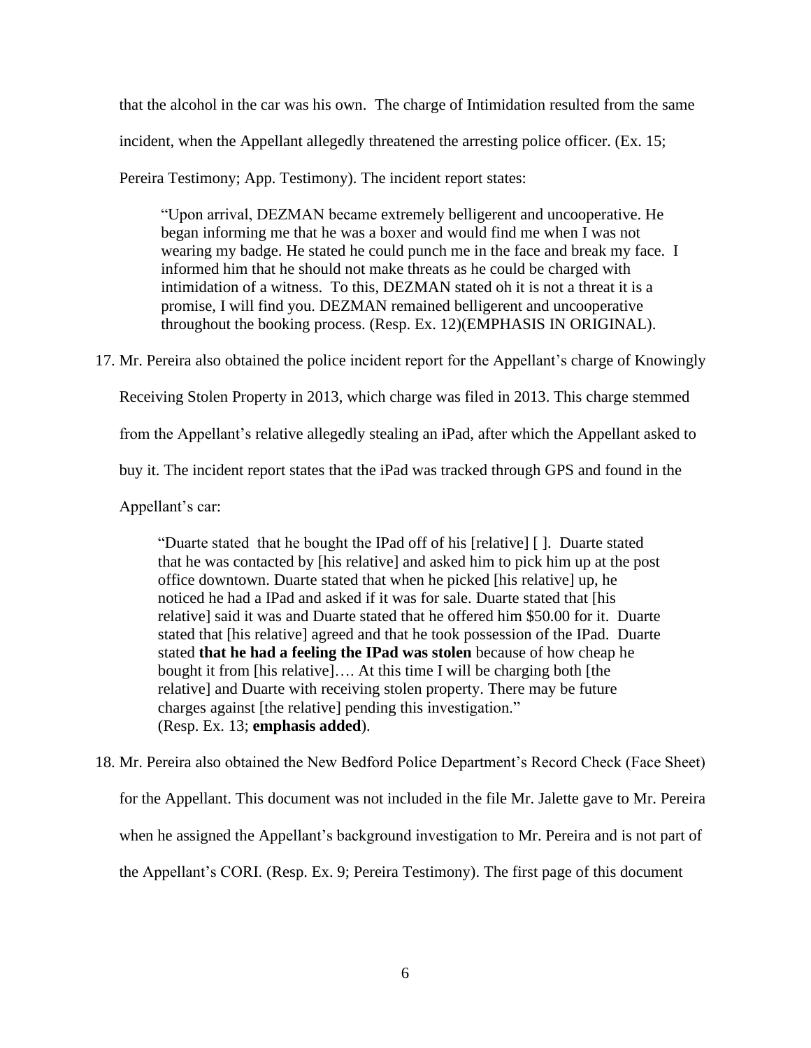that the alcohol in the car was his own. The charge of Intimidation resulted from the same incident, when the Appellant allegedly threatened the arresting police officer. (Ex. 15; Pereira Testimony; App. Testimony). The incident report states:

> "Upon arrival, DEZMAN became extremely belligerent and uncooperative. He began informing me that he was a boxer and would find me when I was not wearing my badge. He stated he could punch me in the face and break my face. I informed him that he should not make threats as he could be charged with intimidation of a witness. To this, DEZMAN stated oh it is not a threat it is a promise, I will find you. DEZMAN remained belligerent and uncooperative throughout the booking process. (Resp. Ex. 12)(EMPHASIS IN ORIGINAL).

17. Mr. Pereira also obtained the police incident report for the Appellant's charge of Knowingly Receiving Stolen Property in 2013, which charge was filed in 2013. This charge stemmed from the Appellant's relative allegedly stealing an iPad, after which the Appellant asked to buy it. The incident report states that the iPad was tracked through GPS and found in the Appellant's car:

> "Duarte stated that he bought the IPad off of his [relative] [ ]. Duarte stated that he was contacted by [his relative] and asked him to pick him up at the post office downtown. Duarte stated that when he picked [his relative] up, he noticed he had a IPad and asked if it was for sale. Duarte stated that [his relative] said it was and Duarte stated that he offered him $50.00 for it. Duarte stated that [his relative] agreed and that he took possession of the IPad. Duarte stated **that he had a feeling the IPad was stolen** because of how cheap he bought it from [his relative]…. At this time I will be charging both [the relative] and Duarte with receiving stolen property. There may be future charges against [the relative] pending this investigation."
> (Resp. Ex. 13; **emphasis added**).

18. Mr. Pereira also obtained the New Bedford Police Department's Record Check (Face Sheet) for the Appellant. This document was not included in the file Mr. Jalette gave to Mr. Pereira when he assigned the Appellant's background investigation to Mr. Pereira and is not part of the Appellant's CORI. (Resp. Ex. 9; Pereira Testimony). The first page of this document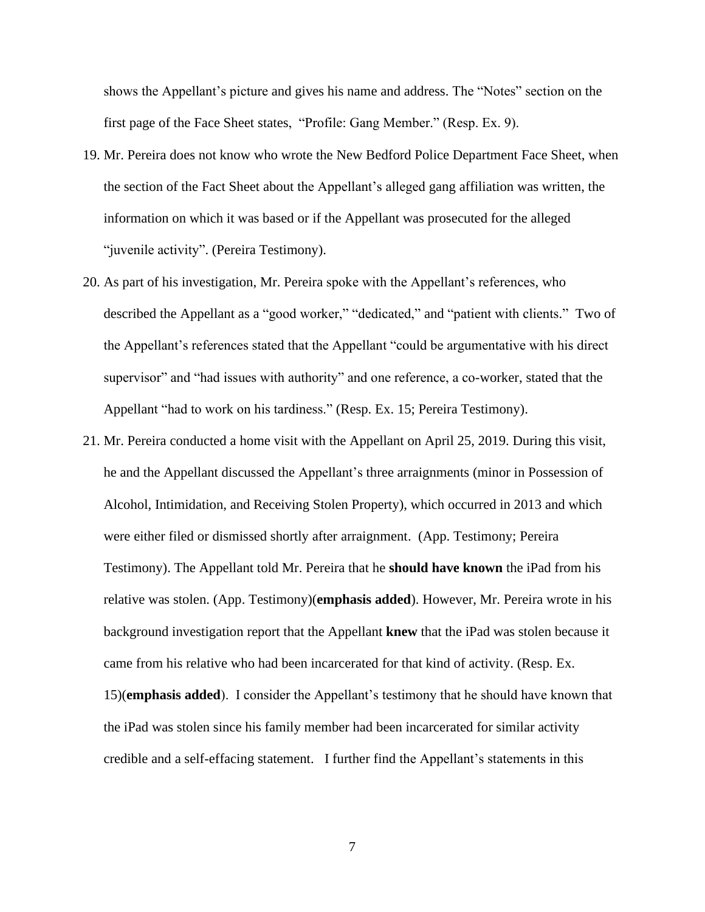shows the Appellant's picture and gives his name and address. The "Notes" section on the first page of the Face Sheet states, "Profile: Gang Member." (Resp. Ex. 9).

19. Mr. Pereira does not know who wrote the New Bedford Police Department Face Sheet, when the section of the Fact Sheet about the Appellant's alleged gang affiliation was written, the information on which it was based or if the Appellant was prosecuted for the alleged "juvenile activity". (Pereira Testimony).

20. As part of his investigation, Mr. Pereira spoke with the Appellant's references, who described the Appellant as a "good worker," "dedicated," and "patient with clients." Two of the Appellant's references stated that the Appellant "could be argumentative with his direct supervisor" and "had issues with authority" and one reference, a co-worker, stated that the Appellant "had to work on his tardiness." (Resp. Ex. 15; Pereira Testimony).

21. Mr. Pereira conducted a home visit with the Appellant on April 25, 2019. During this visit, he and the Appellant discussed the Appellant's three arraignments (minor in Possession of Alcohol, Intimidation, and Receiving Stolen Property), which occurred in 2013 and which were either filed or dismissed shortly after arraignment. (App. Testimony; Pereira Testimony). The Appellant told Mr. Pereira that he **should have known** the iPad from his relative was stolen. (App. Testimony)(**emphasis added**). However, Mr. Pereira wrote in his background investigation report that the Appellant **knew** that the iPad was stolen because it came from his relative who had been incarcerated for that kind of activity. (Resp. Ex. 15)(**emphasis added**). I consider the Appellant's testimony that he should have known that the iPad was stolen since his family member had been incarcerated for similar activity credible and a self-effacing statement. I further find the Appellant's statements in this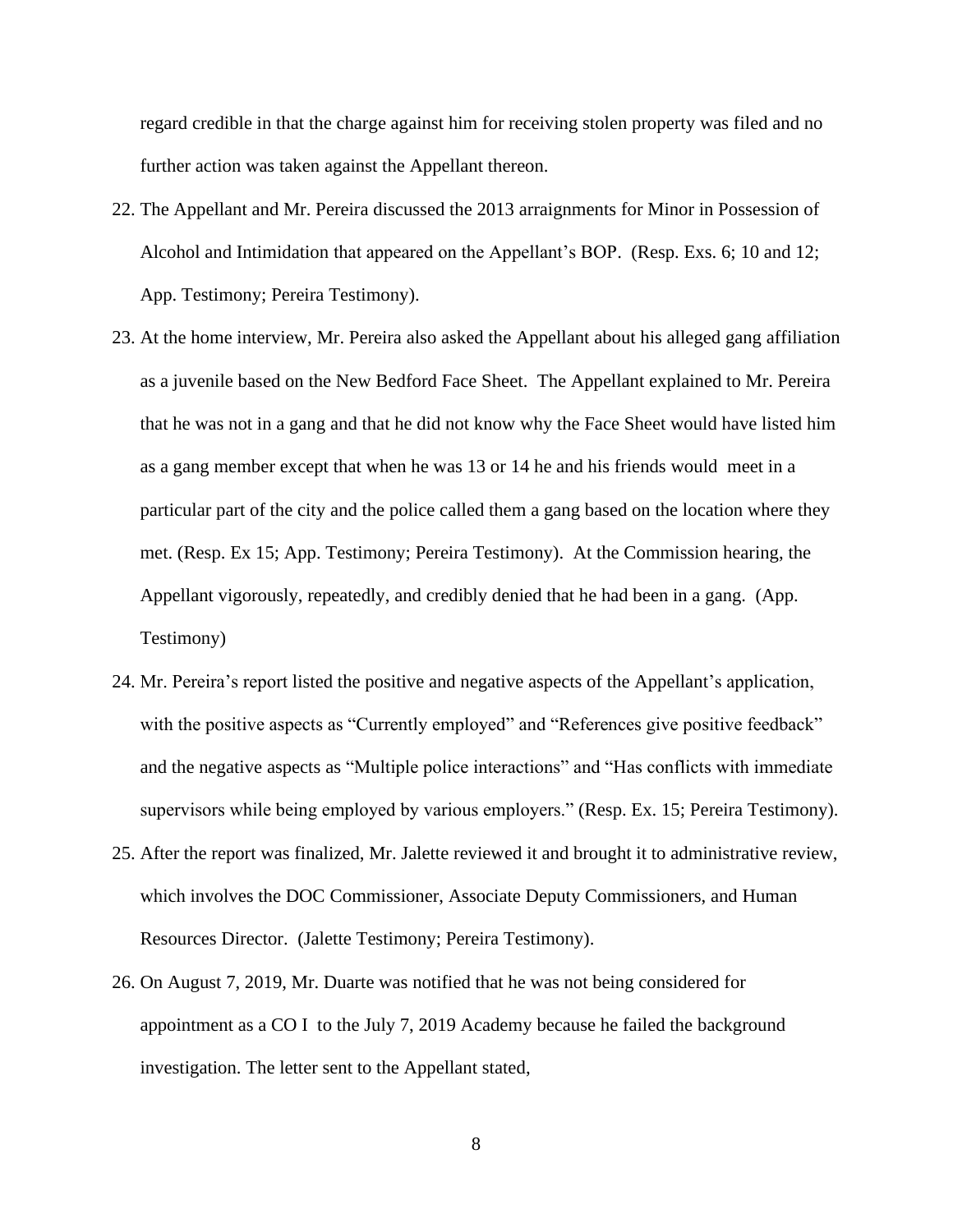regard credible in that the charge against him for receiving stolen property was filed and no further action was taken against the Appellant thereon.

22. The Appellant and Mr. Pereira discussed the 2013 arraignments for Minor in Possession of Alcohol and Intimidation that appeared on the Appellant's BOP. (Resp. Exs. 6; 10 and 12; App. Testimony; Pereira Testimony).

23. At the home interview, Mr. Pereira also asked the Appellant about his alleged gang affiliation as a juvenile based on the New Bedford Face Sheet. The Appellant explained to Mr. Pereira that he was not in a gang and that he did not know why the Face Sheet would have listed him as a gang member except that when he was 13 or 14 he and his friends would meet in a particular part of the city and the police called them a gang based on the location where they met. (Resp. Ex 15; App. Testimony; Pereira Testimony). At the Commission hearing, the Appellant vigorously, repeatedly, and credibly denied that he had been in a gang. (App. Testimony)

24. Mr. Pereira's report listed the positive and negative aspects of the Appellant's application, with the positive aspects as "Currently employed" and "References give positive feedback" and the negative aspects as "Multiple police interactions" and "Has conflicts with immediate supervisors while being employed by various employers." (Resp. Ex. 15; Pereira Testimony).

25. After the report was finalized, Mr. Jalette reviewed it and brought it to administrative review, which involves the DOC Commissioner, Associate Deputy Commissioners, and Human Resources Director. (Jalette Testimony; Pereira Testimony).

26. On August 7, 2019, Mr. Duarte was notified that he was not being considered for appointment as a CO I to the July 7, 2019 Academy because he failed the background investigation. The letter sent to the Appellant stated,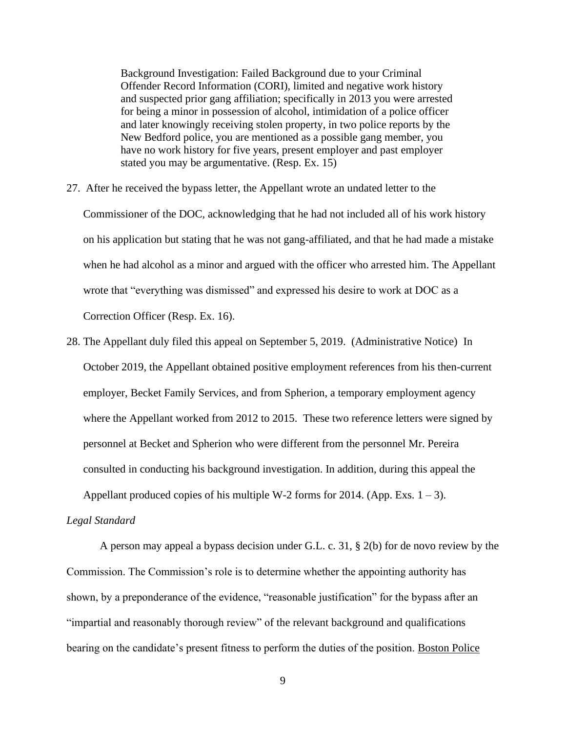> Background Investigation: Failed Background due to your Criminal Offender Record Information (CORI), limited and negative work history and suspected prior gang affiliation; specifically in 2013 you were arrested for being a minor in possession of alcohol, intimidation of a police officer and later knowingly receiving stolen property, in two police reports by the New Bedford police, you are mentioned as a possible gang member, you have no work history for five years, present employer and past employer stated you may be argumentative. (Resp. Ex. 15)

27. After he received the bypass letter, the Appellant wrote an undated letter to the Commissioner of the DOC, acknowledging that he had not included all of his work history on his application but stating that he was not gang-affiliated, and that he had made a mistake when he had alcohol as a minor and argued with the officer who arrested him. The Appellant wrote that "everything was dismissed" and expressed his desire to work at DOC as a Correction Officer (Resp. Ex. 16).

28. The Appellant duly filed this appeal on September 5, 2019. (Administrative Notice) In October 2019, the Appellant obtained positive employment references from his then-current employer, Becket Family Services, and from Spherion, a temporary employment agency where the Appellant worked from 2012 to 2015. These two reference letters were signed by personnel at Becket and Spherion who were different from the personnel Mr. Pereira consulted in conducting his background investigation. In addition, during this appeal the Appellant produced copies of his multiple W-2 forms for 2014. (App. Exs. 1 – 3).

*Legal Standard*

A person may appeal a bypass decision under G.L. c. 31, § 2(b) for de novo review by the Commission. The Commission's role is to determine whether the appointing authority has shown, by a preponderance of the evidence, "reasonable justification" for the bypass after an "impartial and reasonably thorough review" of the relevant background and qualifications bearing on the candidate's present fitness to perform the duties of the position. Boston Police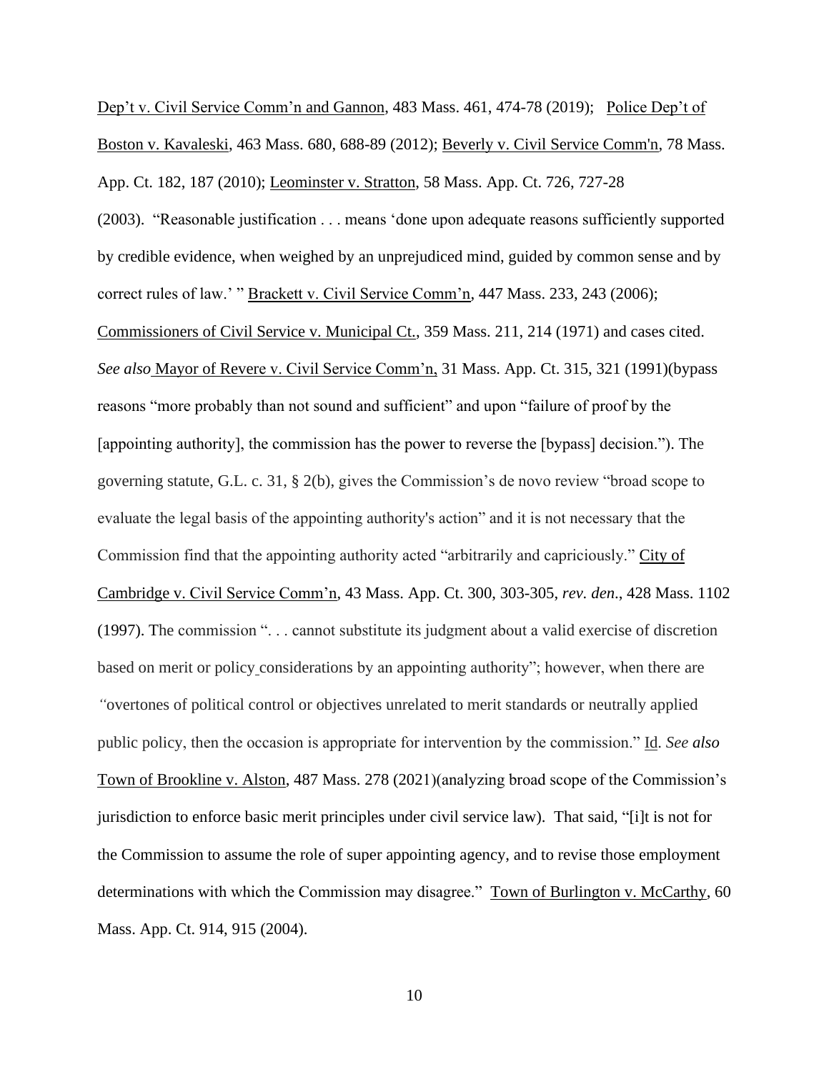Dep't v. Civil Service Comm'n and Gannon, 483 Mass. 461, 474-78 (2019); Police Dep't of Boston v. Kavaleski, 463 Mass. 680, 688-89 (2012); Beverly v. Civil Service Comm'n, 78 Mass. App. Ct. 182, 187 (2010); Leominster v. Stratton, 58 Mass. App. Ct. 726, 727-28 (2003). "Reasonable justification . . . means 'done upon adequate reasons sufficiently supported by credible evidence, when weighed by an unprejudiced mind, guided by common sense and by correct rules of law.' " Brackett v. Civil Service Comm'n, 447 Mass. 233, 243 (2006); Commissioners of Civil Service v. Municipal Ct., 359 Mass. 211, 214 (1971) and cases cited. *See also* Mayor of Revere v. Civil Service Comm'n, 31 Mass. App. Ct. 315, 321 (1991)(bypass reasons "more probably than not sound and sufficient" and upon "failure of proof by the [appointing authority], the commission has the power to reverse the [bypass] decision."). The governing statute, G.L. c. 31, § 2(b), gives the Commission's de novo review "broad scope to evaluate the legal basis of the appointing authority's action" and it is not necessary that the Commission find that the appointing authority acted "arbitrarily and capriciously." City of Cambridge v. Civil Service Comm'n, 43 Mass. App. Ct. 300, 303-305, *rev. den*., 428 Mass. 1102 (1997). The commission ". . . cannot substitute its judgment about a valid exercise of discretion based on merit or policy considerations by an appointing authority"; however, when there are "overtones of political control or objectives unrelated to merit standards or neutrally applied public policy, then the occasion is appropriate for intervention by the commission." Id. *See also* Town of Brookline v. Alston, 487 Mass. 278 (2021)(analyzing broad scope of the Commission's jurisdiction to enforce basic merit principles under civil service law). That said, "[i]t is not for the Commission to assume the role of super appointing agency, and to revise those employment determinations with which the Commission may disagree." Town of Burlington v. McCarthy, 60 Mass. App. Ct. 914, 915 (2004).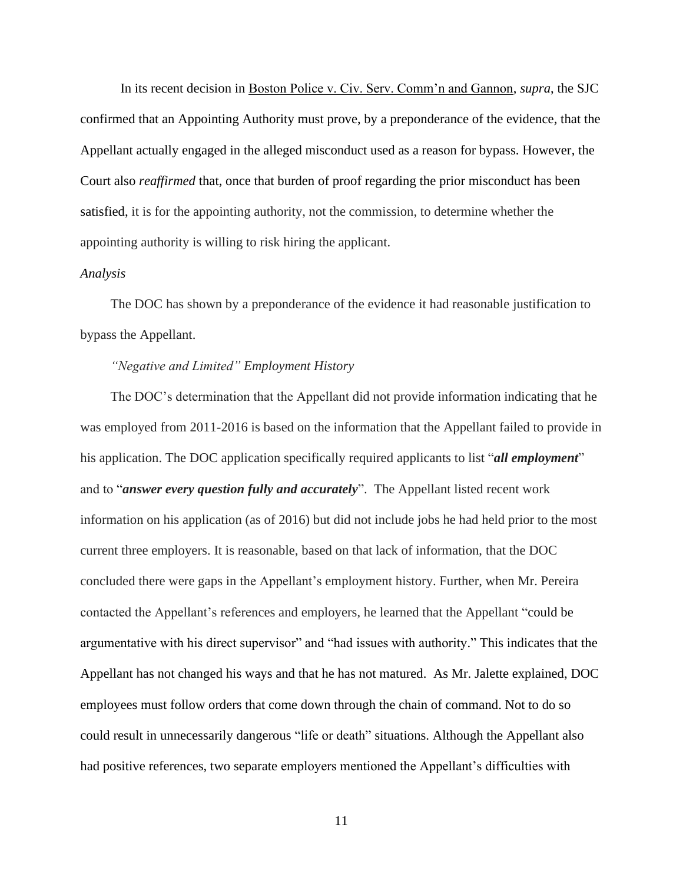In its recent decision in Boston Police v. Civ. Serv. Comm'n and Gannon, *supra*, the SJC confirmed that an Appointing Authority must prove, by a preponderance of the evidence, that the Appellant actually engaged in the alleged misconduct used as a reason for bypass. However, the Court also *reaffirmed* that, once that burden of proof regarding the prior misconduct has been satisfied, it is for the appointing authority, not the commission, to determine whether the appointing authority is willing to risk hiring the applicant.

*Analysis*

The DOC has shown by a preponderance of the evidence it had reasonable justification to bypass the Appellant.

*"Negative and Limited" Employment History*

The DOC's determination that the Appellant did not provide information indicating that he was employed from 2011-2016 is based on the information that the Appellant failed to provide in his application. The DOC application specifically required applicants to list "***all employment***" and to "***answer every question fully and accurately***". The Appellant listed recent work information on his application (as of 2016) but did not include jobs he had held prior to the most current three employers. It is reasonable, based on that lack of information, that the DOC concluded there were gaps in the Appellant's employment history. Further, when Mr. Pereira contacted the Appellant's references and employers, he learned that the Appellant "could be argumentative with his direct supervisor" and "had issues with authority." This indicates that the Appellant has not changed his ways and that he has not matured. As Mr. Jalette explained, DOC employees must follow orders that come down through the chain of command. Not to do so could result in unnecessarily dangerous "life or death" situations. Although the Appellant also had positive references, two separate employers mentioned the Appellant's difficulties with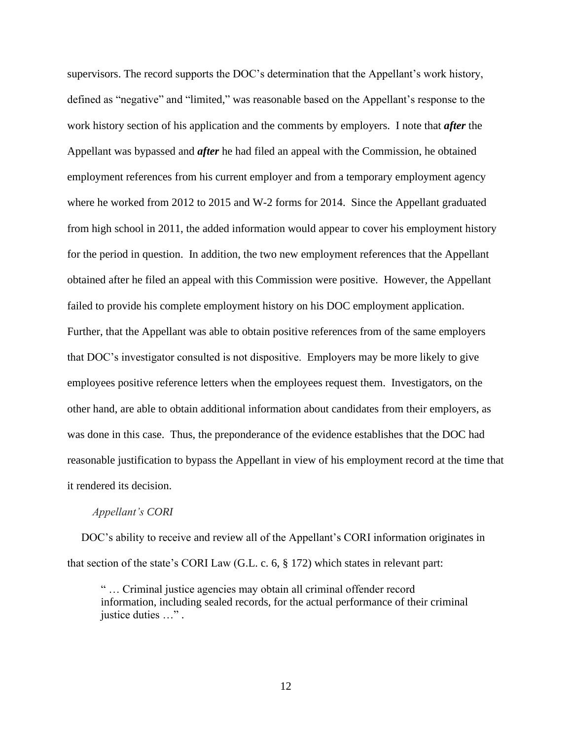supervisors. The record supports the DOC's determination that the Appellant's work history, defined as "negative" and "limited," was reasonable based on the Appellant's response to the work history section of his application and the comments by employers. I note that ***after*** the Appellant was bypassed and ***after*** he had filed an appeal with the Commission, he obtained employment references from his current employer and from a temporary employment agency where he worked from 2012 to 2015 and W-2 forms for 2014. Since the Appellant graduated from high school in 2011, the added information would appear to cover his employment history for the period in question. In addition, the two new employment references that the Appellant obtained after he filed an appeal with this Commission were positive. However, the Appellant failed to provide his complete employment history on his DOC employment application. Further, that the Appellant was able to obtain positive references from of the same employers that DOC's investigator consulted is not dispositive. Employers may be more likely to give employees positive reference letters when the employees request them. Investigators, on the other hand, are able to obtain additional information about candidates from their employers, as was done in this case. Thus, the preponderance of the evidence establishes that the DOC had reasonable justification to bypass the Appellant in view of his employment record at the time that it rendered its decision.

*Appellant's CORI*

DOC's ability to receive and review all of the Appellant's CORI information originates in that section of the state's CORI Law (G.L. c. 6, § 172) which states in relevant part:

> " … Criminal justice agencies may obtain all criminal offender record information, including sealed records, for the actual performance of their criminal justice duties …" .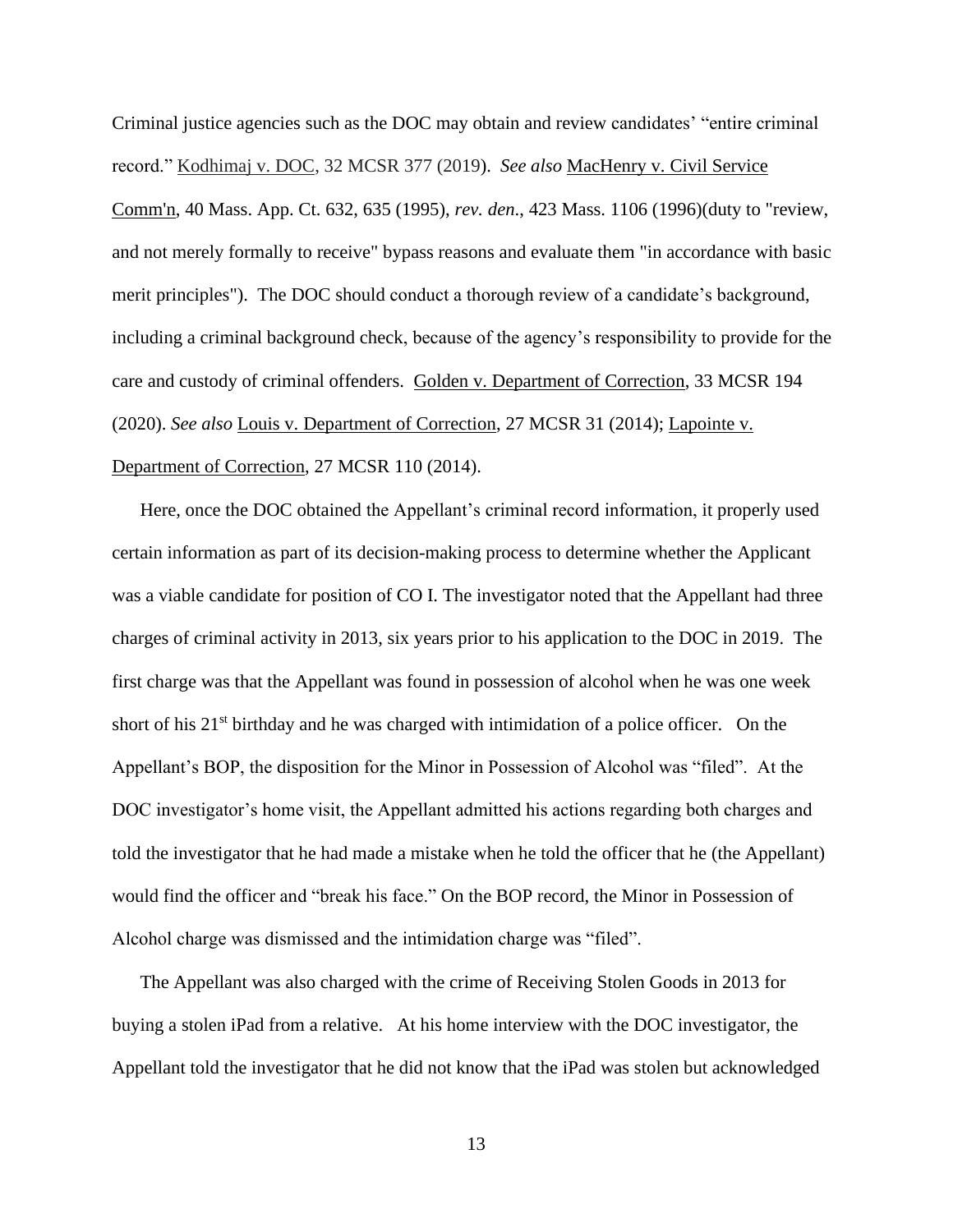Criminal justice agencies such as the DOC may obtain and review candidates' "entire criminal record." Kodhimaj v. DOC, 32 MCSR 377 (2019). *See also* MacHenry v. Civil Service Comm'n, 40 Mass. App. Ct. 632, 635 (1995), *rev. den*., 423 Mass. 1106 (1996)(duty to "review, and not merely formally to receive" bypass reasons and evaluate them "in accordance with basic merit principles"). The DOC should conduct a thorough review of a candidate's background, including a criminal background check, because of the agency's responsibility to provide for the care and custody of criminal offenders. Golden v. Department of Correction, 33 MCSR 194 (2020). *See also* Louis v. Department of Correction, 27 MCSR 31 (2014); Lapointe v. Department of Correction, 27 MCSR 110 (2014).

Here, once the DOC obtained the Appellant's criminal record information, it properly used certain information as part of its decision-making process to determine whether the Applicant was a viable candidate for position of CO I. The investigator noted that the Appellant had three charges of criminal activity in 2013, six years prior to his application to the DOC in 2019. The first charge was that the Appellant was found in possession of alcohol when he was one week short of his 21st birthday and he was charged with intimidation of a police officer. On the Appellant's BOP, the disposition for the Minor in Possession of Alcohol was "filed". At the DOC investigator's home visit, the Appellant admitted his actions regarding both charges and told the investigator that he had made a mistake when he told the officer that he (the Appellant) would find the officer and "break his face." On the BOP record, the Minor in Possession of Alcohol charge was dismissed and the intimidation charge was "filed".

The Appellant was also charged with the crime of Receiving Stolen Goods in 2013 for buying a stolen iPad from a relative. At his home interview with the DOC investigator, the Appellant told the investigator that he did not know that the iPad was stolen but acknowledged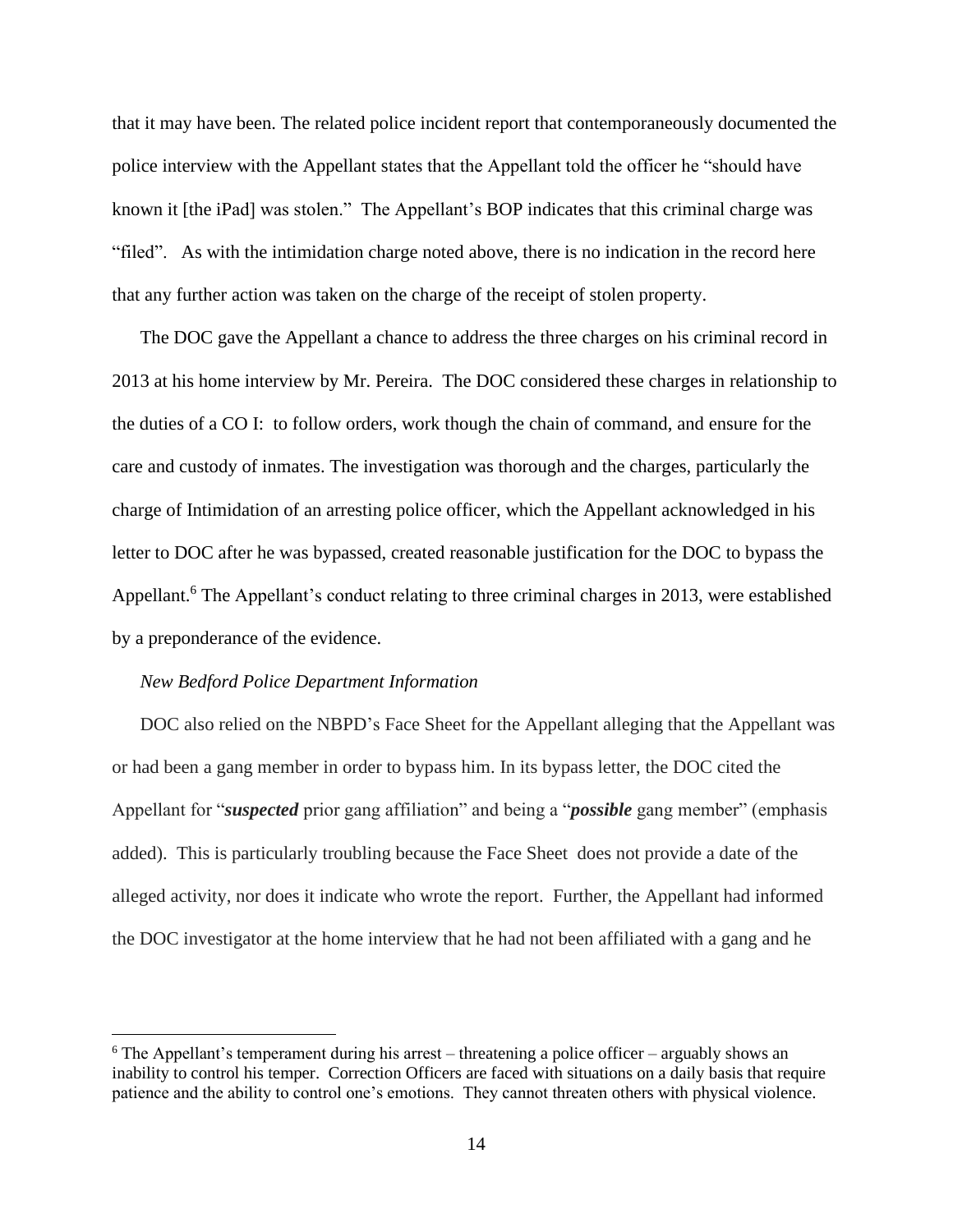that it may have been. The related police incident report that contemporaneously documented the police interview with the Appellant states that the Appellant told the officer he "should have known it [the iPad] was stolen." The Appellant's BOP indicates that this criminal charge was "filed". As with the intimidation charge noted above, there is no indication in the record here that any further action was taken on the charge of the receipt of stolen property.

The DOC gave the Appellant a chance to address the three charges on his criminal record in 2013 at his home interview by Mr. Pereira. The DOC considered these charges in relationship to the duties of a CO I: to follow orders, work though the chain of command, and ensure for the care and custody of inmates. The investigation was thorough and the charges, particularly the charge of Intimidation of an arresting police officer, which the Appellant acknowledged in his letter to DOC after he was bypassed, created reasonable justification for the DOC to bypass the Appellant.[6] The Appellant's conduct relating to three criminal charges in 2013, were established by a preponderance of the evidence.

*New Bedford Police Department Information*

DOC also relied on the NBPD's Face Sheet for the Appellant alleging that the Appellant was or had been a gang member in order to bypass him. In its bypass letter, the DOC cited the Appellant for "***suspected*** prior gang affiliation" and being a "***possible*** gang member" (emphasis added). This is particularly troubling because the Face Sheet does not provide a date of the alleged activity, nor does it indicate who wrote the report. Further, the Appellant had informed the DOC investigator at the home interview that he had not been affiliated with a gang and he

---

[6] The Appellant's temperament during his arrest – threatening a police officer – arguably shows an inability to control his temper. Correction Officers are faced with situations on a daily basis that require patience and the ability to control one's emotions. They cannot threaten others with physical violence.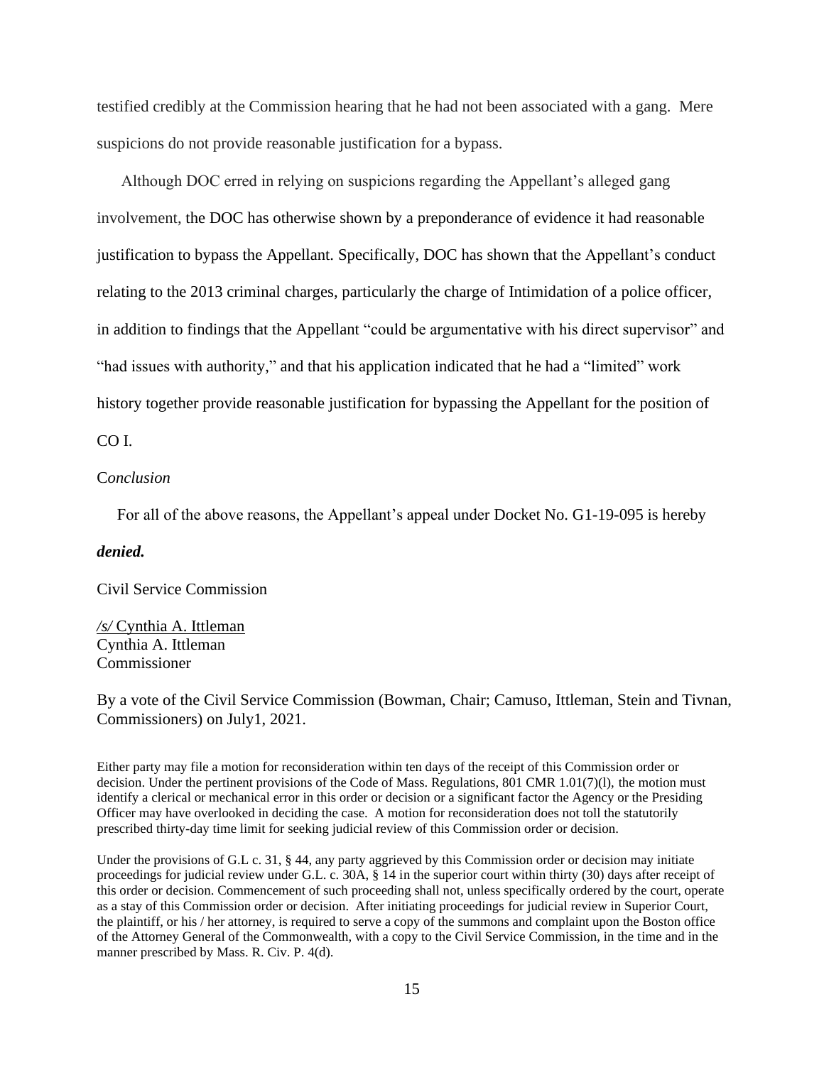testified credibly at the Commission hearing that he had not been associated with a gang. Mere suspicions do not provide reasonable justification for a bypass.

Although DOC erred in relying on suspicions regarding the Appellant's alleged gang involvement, the DOC has otherwise shown by a preponderance of evidence it had reasonable justification to bypass the Appellant. Specifically, DOC has shown that the Appellant's conduct relating to the 2013 criminal charges, particularly the charge of Intimidation of a police officer, in addition to findings that the Appellant "could be argumentative with his direct supervisor" and "had issues with authority," and that his application indicated that he had a "limited" work history together provide reasonable justification for bypassing the Appellant for the position of CO I.

*Conclusion*

For all of the above reasons, the Appellant's appeal under Docket No. G1-19-095 is hereby ***denied.***

Civil Service Commission

*/s/* Cynthia A. Ittleman
Cynthia A. Ittleman
Commissioner

By a vote of the Civil Service Commission (Bowman, Chair; Camuso, Ittleman, Stein and Tivnan, Commissioners) on July1, 2021.

Either party may file a motion for reconsideration within ten days of the receipt of this Commission order or decision. Under the pertinent provisions of the Code of Mass. Regulations, 801 CMR 1.01(7)(l), the motion must identify a clerical or mechanical error in this order or decision or a significant factor the Agency or the Presiding Officer may have overlooked in deciding the case. A motion for reconsideration does not toll the statutorily prescribed thirty-day time limit for seeking judicial review of this Commission order or decision.

Under the provisions of G.L c. 31, § 44, any party aggrieved by this Commission order or decision may initiate proceedings for judicial review under G.L. c. 30A, § 14 in the superior court within thirty (30) days after receipt of this order or decision. Commencement of such proceeding shall not, unless specifically ordered by the court, operate as a stay of this Commission order or decision. After initiating proceedings for judicial review in Superior Court, the plaintiff, or his / her attorney, is required to serve a copy of the summons and complaint upon the Boston office of the Attorney General of the Commonwealth, with a copy to the Civil Service Commission, in the time and in the manner prescribed by Mass. R. Civ. P. 4(d).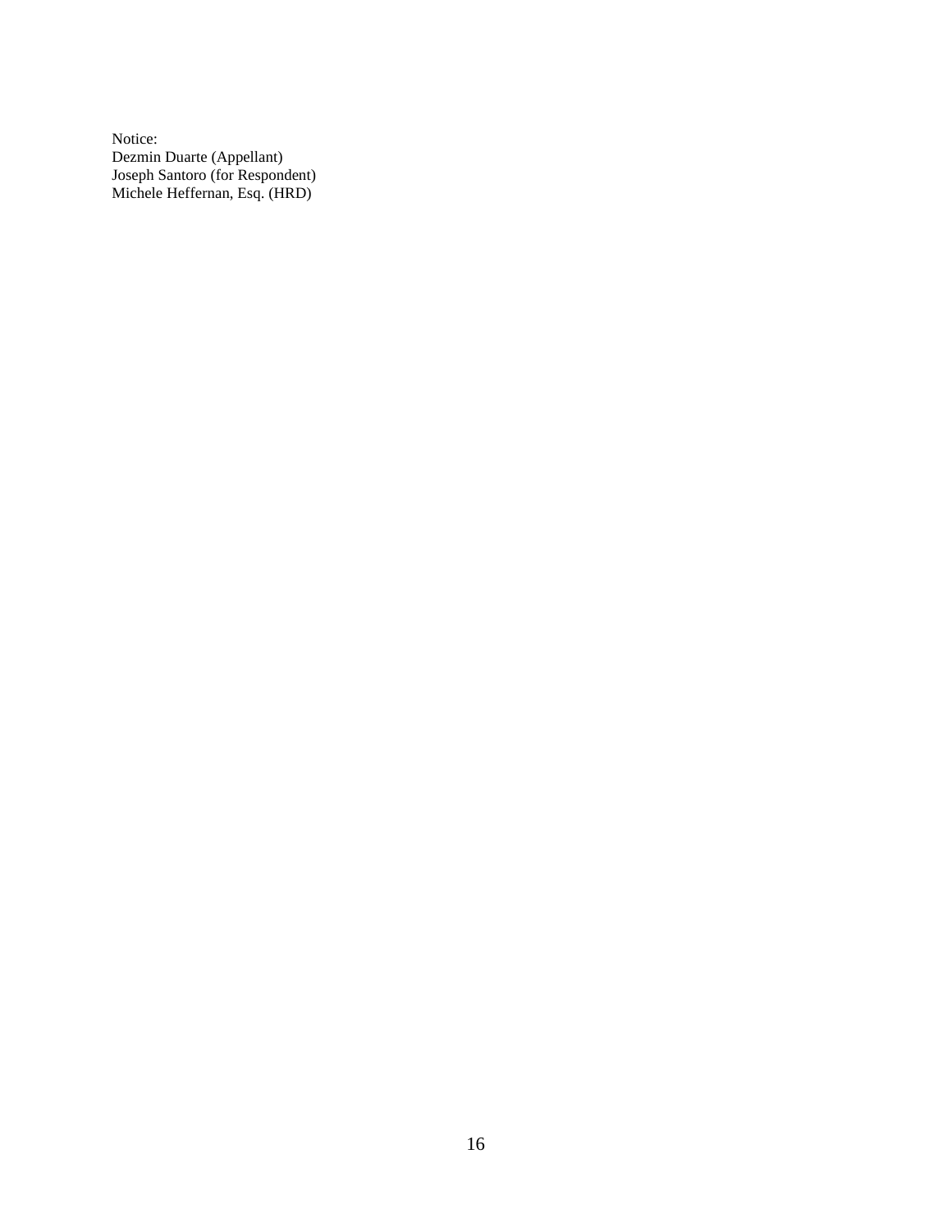Notice:
Dezmin Duarte (Appellant)
Joseph Santoro (for Respondent)
Michele Heffernan, Esq. (HRD)